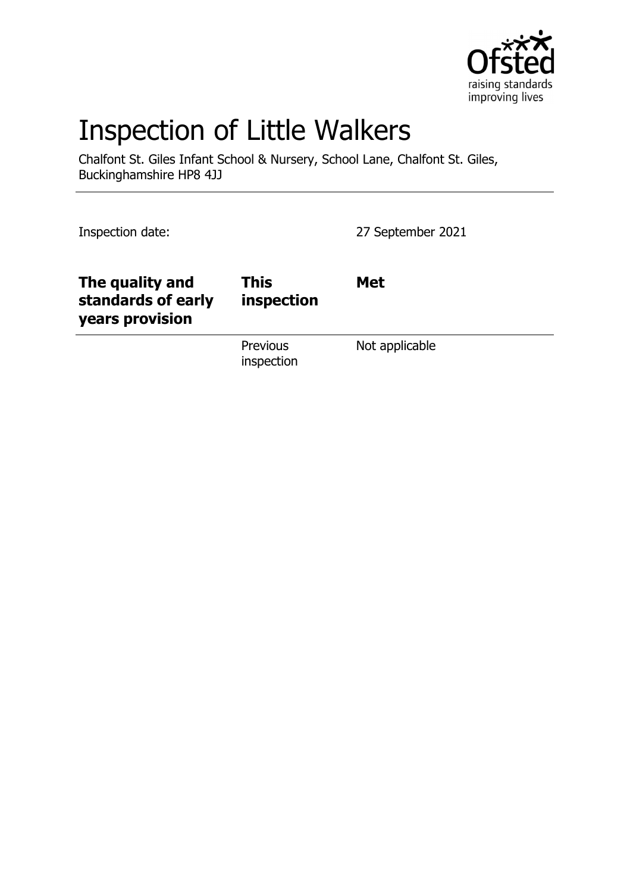# Inspection of Little Walkers

Chalfont St. Giles Infant School & Nursery, School Lane, Chalfont St. Giles, Buckinghamshire HP8 4JJ

Inspection date: 27 September 2021

| | | |
|---|---|---|
| **The quality and standards of early years provision** | **This inspection** | **Met** |
| | Previous inspection | Not applicable |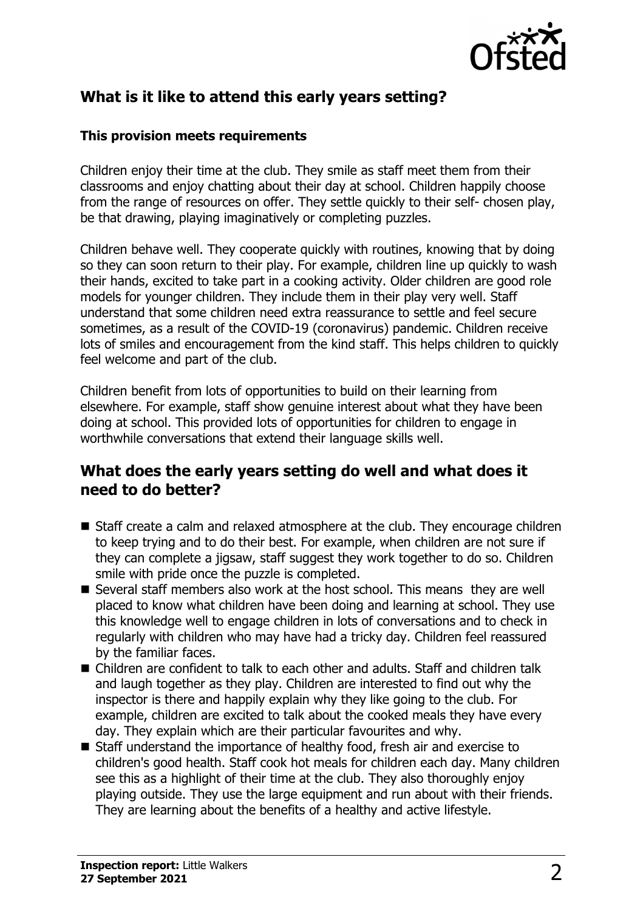## What is it like to attend this early years setting?

### This provision meets requirements

Children enjoy their time at the club. They smile as staff meet them from their classrooms and enjoy chatting about their day at school. Children happily choose from the range of resources on offer. They settle quickly to their self- chosen play, be that drawing, playing imaginatively or completing puzzles.

Children behave well. They cooperate quickly with routines, knowing that by doing so they can soon return to their play. For example, children line up quickly to wash their hands, excited to take part in a cooking activity. Older children are good role models for younger children. They include them in their play very well. Staff understand that some children need extra reassurance to settle and feel secure sometimes, as a result of the COVID-19 (coronavirus) pandemic. Children receive lots of smiles and encouragement from the kind staff. This helps children to quickly feel welcome and part of the club.

Children benefit from lots of opportunities to build on their learning from elsewhere. For example, staff show genuine interest about what they have been doing at school. This provided lots of opportunities for children to engage in worthwhile conversations that extend their language skills well.

## What does the early years setting do well and what does it need to do better?

- Staff create a calm and relaxed atmosphere at the club. They encourage children to keep trying and to do their best. For example, when children are not sure if they can complete a jigsaw, staff suggest they work together to do so. Children smile with pride once the puzzle is completed.
- Several staff members also work at the host school. This means they are well placed to know what children have been doing and learning at school. They use this knowledge well to engage children in lots of conversations and to check in regularly with children who may have had a tricky day. Children feel reassured by the familiar faces.
- Children are confident to talk to each other and adults. Staff and children talk and laugh together as they play. Children are interested to find out why the inspector is there and happily explain why they like going to the club. For example, children are excited to talk about the cooked meals they have every day. They explain which are their particular favourites and why.
- Staff understand the importance of healthy food, fresh air and exercise to children's good health. Staff cook hot meals for children each day. Many children see this as a highlight of their time at the club. They also thoroughly enjoy playing outside. They use the large equipment and run about with their friends. They are learning about the benefits of a healthy and active lifestyle.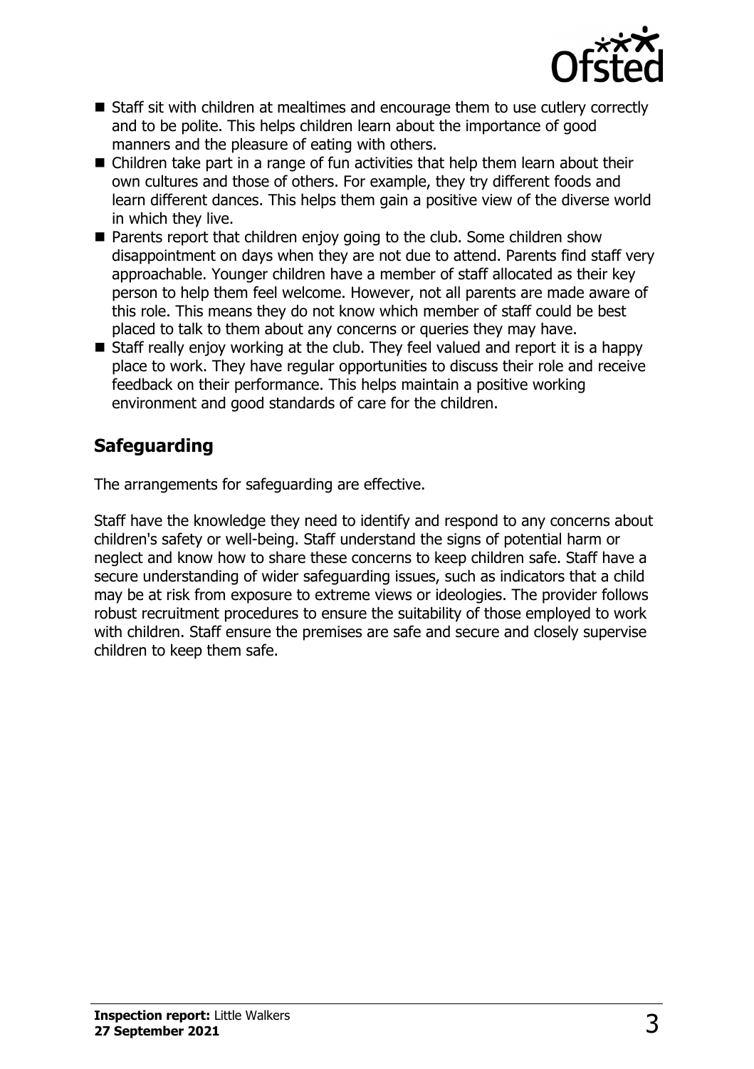- Staff sit with children at mealtimes and encourage them to use cutlery correctly and to be polite. This helps children learn about the importance of good manners and the pleasure of eating with others.
- Children take part in a range of fun activities that help them learn about their own cultures and those of others. For example, they try different foods and learn different dances. This helps them gain a positive view of the diverse world in which they live.
- Parents report that children enjoy going to the club. Some children show disappointment on days when they are not due to attend. Parents find staff very approachable. Younger children have a member of staff allocated as their key person to help them feel welcome. However, not all parents are made aware of this role. This means they do not know which member of staff could be best placed to talk to them about any concerns or queries they may have.
- Staff really enjoy working at the club. They feel valued and report it is a happy place to work. They have regular opportunities to discuss their role and receive feedback on their performance. This helps maintain a positive working environment and good standards of care for the children.

## Safeguarding

The arrangements for safeguarding are effective.

Staff have the knowledge they need to identify and respond to any concerns about children's safety or well-being. Staff understand the signs of potential harm or neglect and know how to share these concerns to keep children safe. Staff have a secure understanding of wider safeguarding issues, such as indicators that a child may be at risk from exposure to extreme views or ideologies. The provider follows robust recruitment procedures to ensure the suitability of those employed to work with children. Staff ensure the premises are safe and secure and closely supervise children to keep them safe.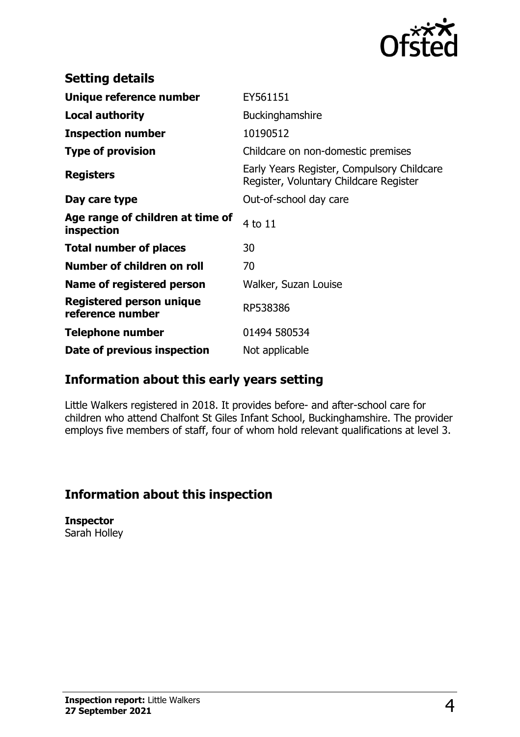## Setting details

| | |
|---|---|
| **Unique reference number** | EY561151 |
| **Local authority** | Buckinghamshire |
| **Inspection number** | 10190512 |
| **Type of provision** | Childcare on non-domestic premises |
| **Registers** | Early Years Register, Compulsory Childcare Register, Voluntary Childcare Register |
| **Day care type** | Out-of-school day care |
| **Age range of children at time of inspection** | 4 to 11 |
| **Total number of places** | 30 |
| **Number of children on roll** | 70 |
| **Name of registered person** | Walker, Suzan Louise |
| **Registered person unique reference number** | RP538386 |
| **Telephone number** | 01494 580534 |
| **Date of previous inspection** | Not applicable |

## Information about this early years setting

Little Walkers registered in 2018. It provides before- and after-school care for children who attend Chalfont St Giles Infant School, Buckinghamshire. The provider employs five members of staff, four of whom hold relevant qualifications at level 3.

## Information about this inspection

**Inspector**
Sarah Holley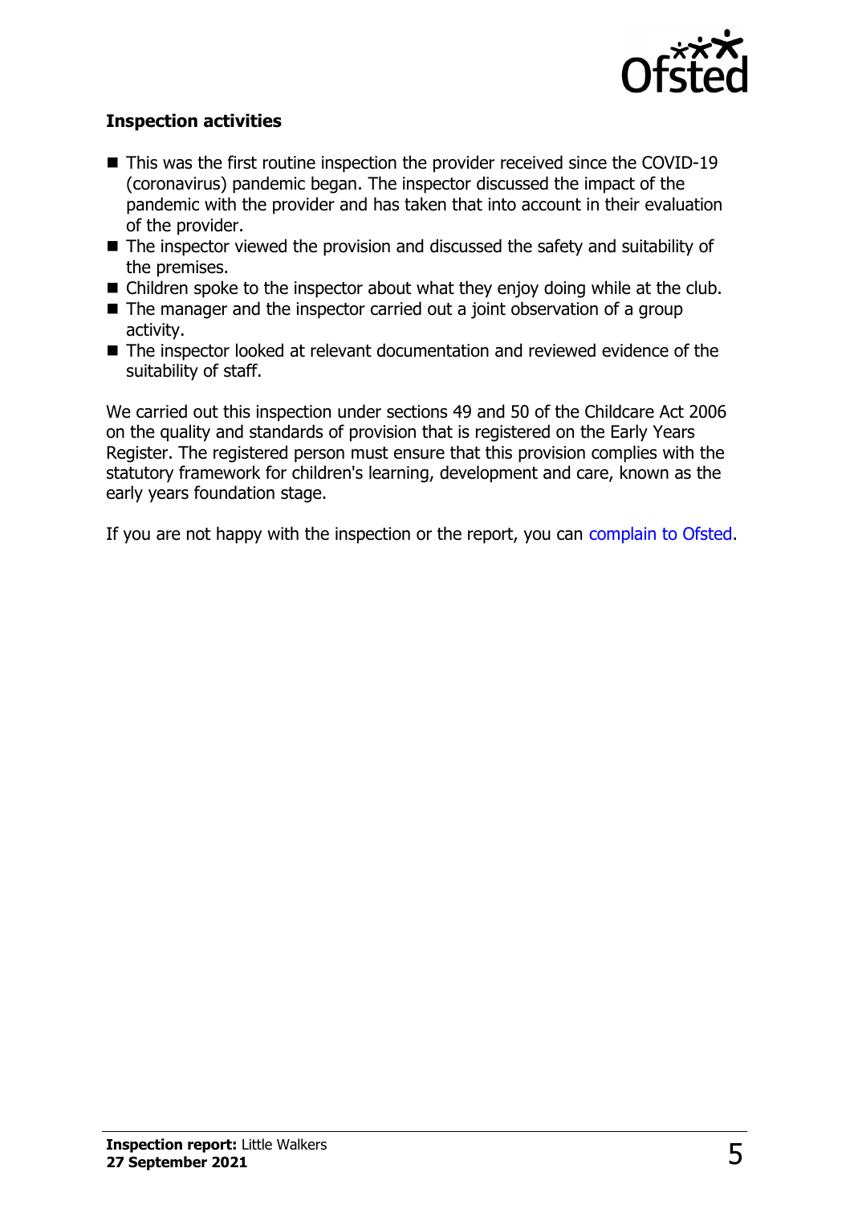### Inspection activities

- This was the first routine inspection the provider received since the COVID-19 (coronavirus) pandemic began. The inspector discussed the impact of the pandemic with the provider and has taken that into account in their evaluation of the provider.
- The inspector viewed the provision and discussed the safety and suitability of the premises.
- Children spoke to the inspector about what they enjoy doing while at the club.
- The manager and the inspector carried out a joint observation of a group activity.
- The inspector looked at relevant documentation and reviewed evidence of the suitability of staff.

We carried out this inspection under sections 49 and 50 of the Childcare Act 2006 on the quality and standards of provision that is registered on the Early Years Register. The registered person must ensure that this provision complies with the statutory framework for children's learning, development and care, known as the early years foundation stage.

If you are not happy with the inspection or the report, you can complain to Ofsted.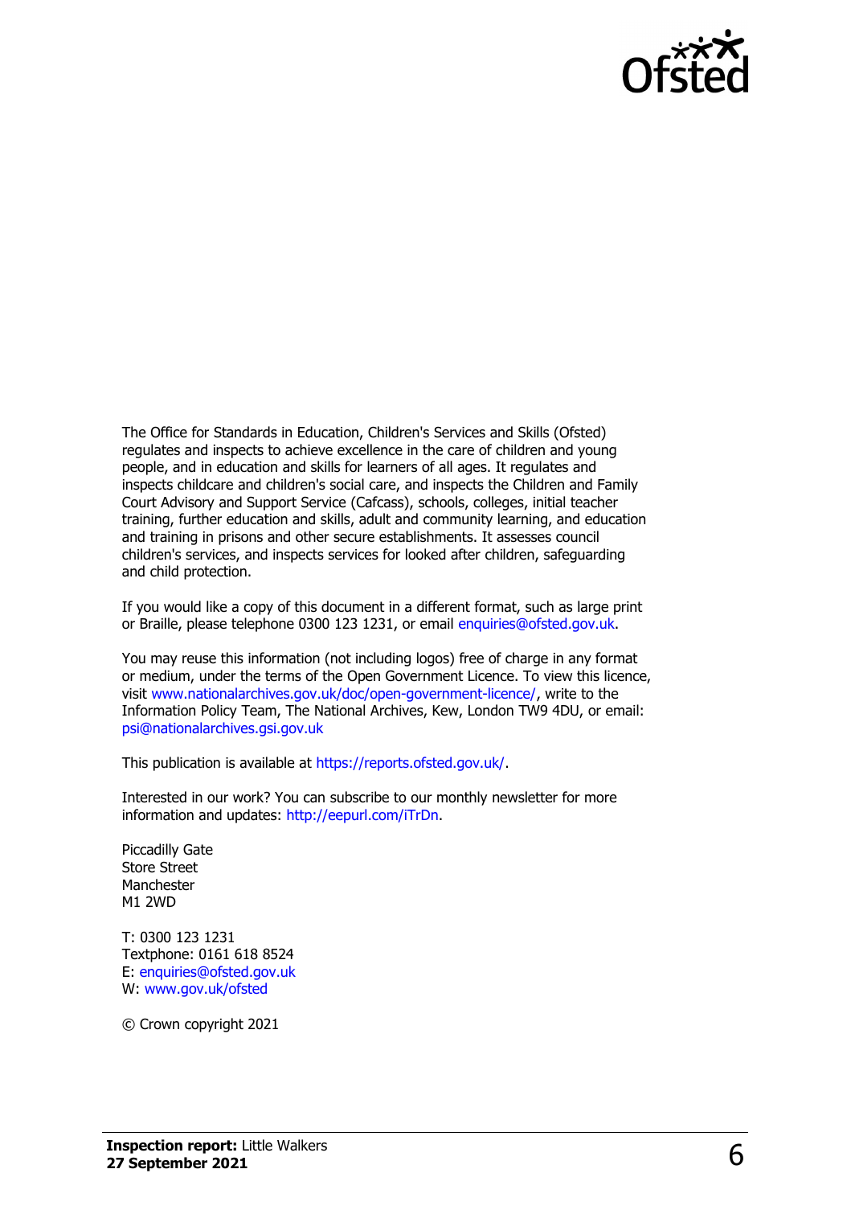The Office for Standards in Education, Children's Services and Skills (Ofsted) regulates and inspects to achieve excellence in the care of children and young people, and in education and skills for learners of all ages. It regulates and inspects childcare and children's social care, and inspects the Children and Family Court Advisory and Support Service (Cafcass), schools, colleges, initial teacher training, further education and skills, adult and community learning, and education and training in prisons and other secure establishments. It assesses council children's services, and inspects services for looked after children, safeguarding and child protection.

If you would like a copy of this document in a different format, such as large print or Braille, please telephone 0300 123 1231, or email enquiries@ofsted.gov.uk.

You may reuse this information (not including logos) free of charge in any format or medium, under the terms of the Open Government Licence. To view this licence, visit www.nationalarchives.gov.uk/doc/open-government-licence/, write to the Information Policy Team, The National Archives, Kew, London TW9 4DU, or email: psi@nationalarchives.gsi.gov.uk

This publication is available at https://reports.ofsted.gov.uk/.

Interested in our work? You can subscribe to our monthly newsletter for more information and updates: http://eepurl.com/iTrDn.

Piccadilly Gate
Store Street
Manchester
M1 2WD

T: 0300 123 1231
Textphone: 0161 618 8524
E: enquiries@ofsted.gov.uk
W: www.gov.uk/ofsted

© Crown copyright 2021